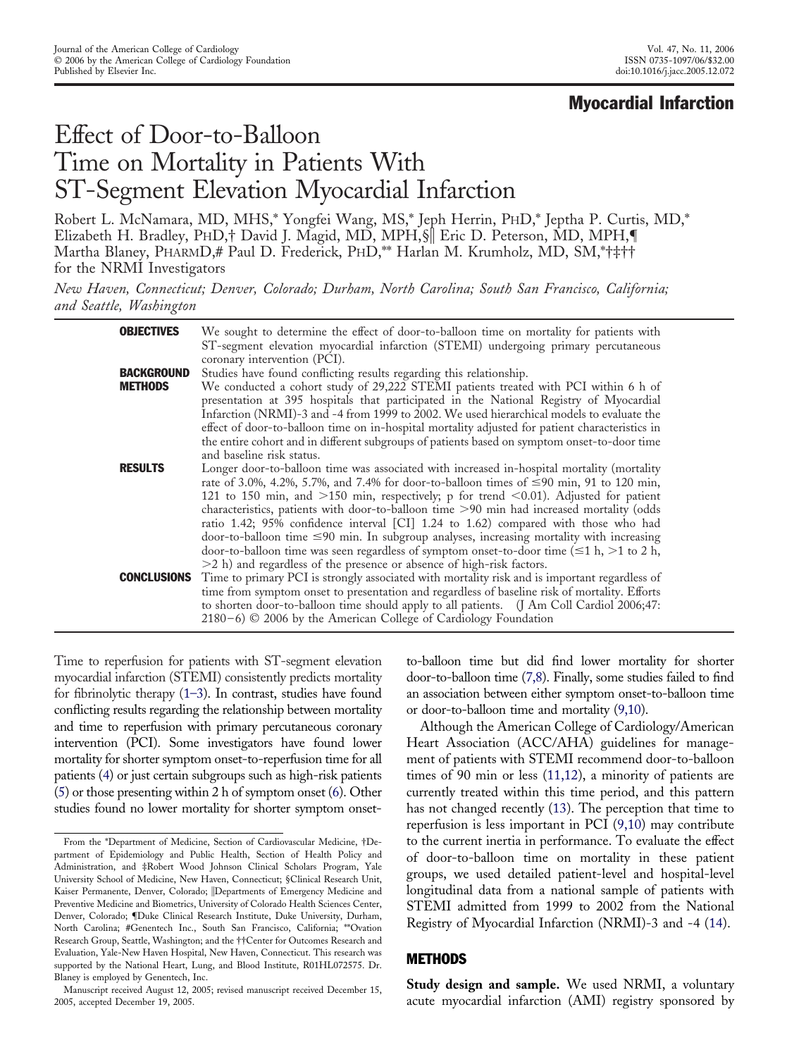## Myocardial Infarction

# Effect of Door-to-Balloon Time on Mortality in Patients With ST-Segment Elevation Myocardial Infarction

Robert L. McNamara, MD, MHS,* Yongfei Wang, MS,* Jeph Herrin, PhD,* Jeptha P. Curtis, MD,* Elizabeth H. Bradley, PhD,† David J. Magid, MD, MPH,§|| Eric D. Peterson, MD, MPH,¶ Martha Blaney, PharmD,# Paul D. Frederick, PhD,** Harlan M. Krumholz, MD, SM,*†‡†† for the NRMI Investigators

*New Haven, Connecticut; Denver, Colorado; Durham, North Carolina; South San Francisco, California; and Seattle, Washington*

**OBJECTIVES** We sought to determine the effect of door-to-balloon time on mortality for patients with ST-segment elevation myocardial infarction (STEMI) undergoing primary percutaneous coronary intervention (PCI).

**BACKGROUND** Studies have found conflicting results regarding this relationship.

**METHODS** We conducted a cohort study of 29,222 STEMI patients treated with PCI within 6 h of presentation at 395 hospitals that participated in the National Registry of Myocardial Infarction (NRMI)-3 and -4 from 1999 to 2002. We used hierarchical models to evaluate the effect of door-to-balloon time on in-hospital mortality adjusted for patient characteristics in the entire cohort and in different subgroups of patients based on symptom onset-to-door time and baseline risk status.

**RESULTS** Longer door-to-balloon time was associated with increased in-hospital mortality (mortality rate of 3.0%, 4.2%, 5.7%, and 7.4% for door-to-balloon times of ≤90 min, 91 to 120 min, 121 to 150 min, and >150 min, respectively; p for trend <0.01). Adjusted for patient characteristics, patients with door-to-balloon time >90 min had increased mortality (odds ratio 1.42; 95% confidence interval [CI] 1.24 to 1.62) compared with those who had door-to-balloon time ≤90 min. In subgroup analyses, increasing mortality with increasing door-to-balloon time was seen regardless of symptom onset-to-door time (≤1 h, >1 to 2 h, >2 h) and regardless of the presence or absence of high-risk factors.

**CONCLUSIONS** Time to primary PCI is strongly associated with mortality risk and is important regardless of time from symptom onset to presentation and regardless of baseline risk of mortality. Efforts to shorten door-to-balloon time should apply to all patients. (J Am Coll Cardiol 2006;47:2180–6) © 2006 by the American College of Cardiology Foundation

Time to reperfusion for patients with ST-segment elevation myocardial infarction (STEMI) consistently predicts mortality for fibrinolytic therapy (1–3). In contrast, studies have found conflicting results regarding the relationship between mortality and time to reperfusion with primary percutaneous coronary intervention (PCI). Some investigators have found lower mortality for shorter symptom onset-to-reperfusion time for all patients (4) or just certain subgroups such as high-risk patients (5) or those presenting within 2 h of symptom onset (6). Other studies found no lower mortality for shorter symptom onset-to-balloon time but did find lower mortality for shorter door-to-balloon time (7,8). Finally, some studies failed to find an association between either symptom onset-to-balloon time or door-to-balloon time and mortality (9,10).

Although the American College of Cardiology/American Heart Association (ACC/AHA) guidelines for management of patients with STEMI recommend door-to-balloon times of 90 min or less (11,12), a minority of patients are currently treated within this time period, and this pattern has not changed recently (13). The perception that time to reperfusion is less important in PCI (9,10) may contribute to the current inertia in performance. To evaluate the effect of door-to-balloon time on mortality in these patient groups, we used detailed patient-level and hospital-level longitudinal data from a national sample of patients with STEMI admitted from 1999 to 2002 from the National Registry of Myocardial Infarction (NRMI)-3 and -4 (14).

## METHODS

**Study design and sample.** We used NRMI, a voluntary acute myocardial infarction (AMI) registry sponsored by

---

From the *Department of Medicine, Section of Cardiovascular Medicine, †Department of Epidemiology and Public Health, Section of Health Policy and Administration, and ‡Robert Wood Johnson Clinical Scholars Program, Yale University School of Medicine, New Haven, Connecticut; §Clinical Research Unit, Kaiser Permanente, Denver, Colorado; ||Departments of Emergency Medicine and Preventive Medicine and Biometrics, University of Colorado Health Sciences Center, Denver, Colorado; ¶Duke Clinical Research Institute, Duke University, Durham, North Carolina; #Genentech Inc., South San Francisco, California; **Ovation Research Group, Seattle, Washington; and the ††Center for Outcomes Research and Evaluation, Yale-New Haven Hospital, New Haven, Connecticut. This research was supported by the National Heart, Lung, and Blood Institute, R01HL072575. Dr. Blaney is employed by Genentech, Inc.

Manuscript received August 12, 2005; revised manuscript received December 15, 2005, accepted December 19, 2005.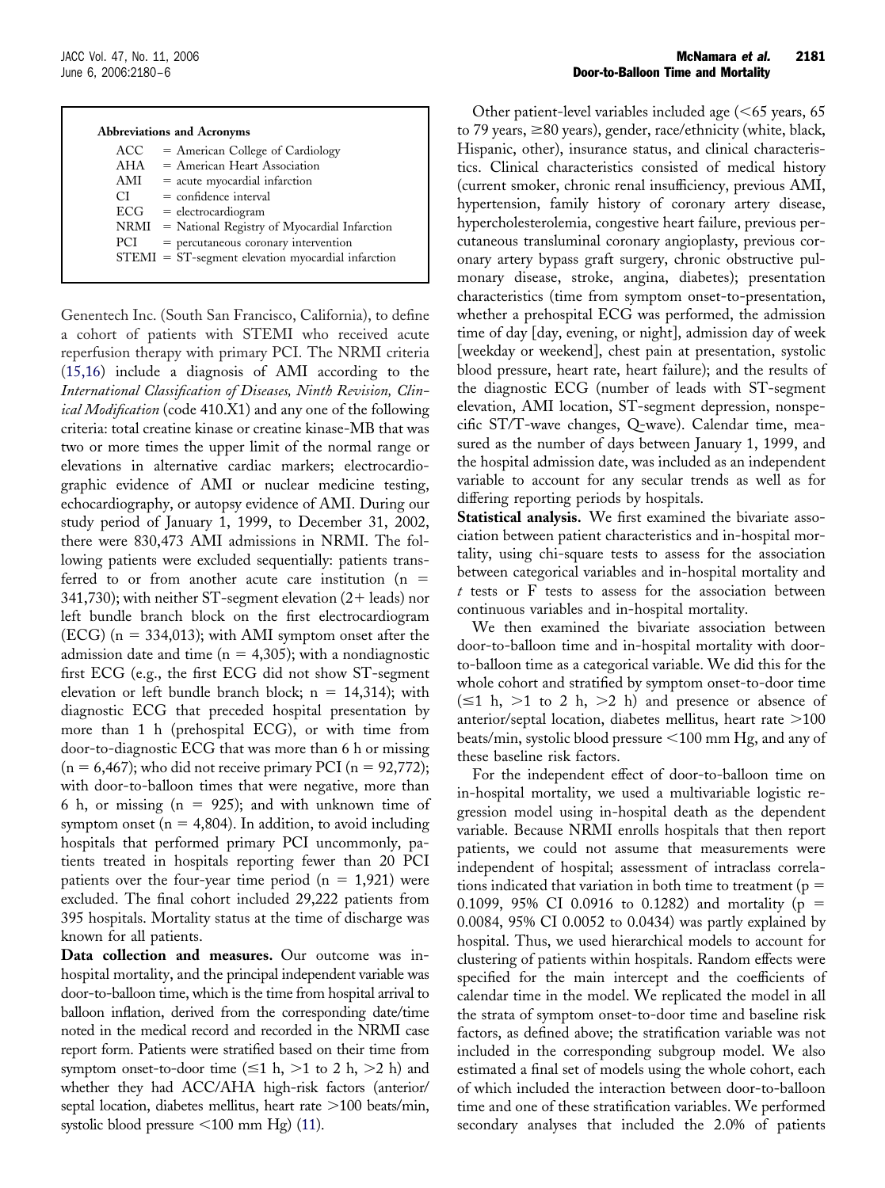**Abbreviations and Acronyms**

- ACC = American College of Cardiology
- AHA = American Heart Association
- AMI = acute myocardial infarction
- CI = confidence interval
- ECG = electrocardiogram
- NRMI = National Registry of Myocardial Infarction
- PCI = percutaneous coronary intervention
- STEMI = ST-segment elevation myocardial infarction

Genentech Inc. (South San Francisco, California), to define a cohort of patients with STEMI who received acute reperfusion therapy with primary PCI. The NRMI criteria (15,16) include a diagnosis of AMI according to the *International Classification of Diseases, Ninth Revision, Clinical Modification* (code 410.X1) and any one of the following criteria: total creatine kinase or creatine kinase-MB that was two or more times the upper limit of the normal range or elevations in alternative cardiac markers; electrocardiographic evidence of AMI or nuclear medicine testing, echocardiography, or autopsy evidence of AMI. During our study period of January 1, 1999, to December 31, 2002, there were 830,473 AMI admissions in NRMI. The following patients were excluded sequentially: patients transferred to or from another acute care institution (n = 341,730); with neither ST-segment elevation (2+ leads) nor left bundle branch block on the first electrocardiogram (ECG) (n = 334,013); with AMI symptom onset after the admission date and time (n = 4,305); with a nondiagnostic first ECG (e.g., the first ECG did not show ST-segment elevation or left bundle branch block; n = 14,314); with diagnostic ECG that preceded hospital presentation by more than 1 h (prehospital ECG), or with time from door-to-diagnostic ECG that was more than 6 h or missing (n = 6,467); who did not receive primary PCI (n = 92,772); with door-to-balloon times that were negative, more than 6 h, or missing (n = 925); and with unknown time of symptom onset (n = 4,804). In addition, to avoid including hospitals that performed primary PCI uncommonly, patients treated in hospitals reporting fewer than 20 PCI patients over the four-year time period (n = 1,921) were excluded. The final cohort included 29,222 patients from 395 hospitals. Mortality status at the time of discharge was known for all patients.

**Data collection and measures.** Our outcome was in-hospital mortality, and the principal independent variable was door-to-balloon time, which is the time from hospital arrival to balloon inflation, derived from the corresponding date/time noted in the medical record and recorded in the NRMI case report form. Patients were stratified based on their time from symptom onset-to-door time (≤1 h, >1 to 2 h, >2 h) and whether they had ACC/AHA high-risk factors (anterior/septal location, diabetes mellitus, heart rate >100 beats/min, systolic blood pressure <100 mm Hg) (11).

Other patient-level variables included age (<65 years, 65 to 79 years, ≥80 years), gender, race/ethnicity (white, black, Hispanic, other), insurance status, and clinical characteristics. Clinical characteristics consisted of medical history (current smoker, chronic renal insufficiency, previous AMI, hypertension, family history of coronary artery disease, hypercholesterolemia, congestive heart failure, previous percutaneous transluminal coronary angioplasty, previous coronary artery bypass graft surgery, chronic obstructive pulmonary disease, stroke, angina, diabetes); presentation characteristics (time from symptom onset-to-presentation, whether a prehospital ECG was performed, the admission time of day [day, evening, or night], admission day of week [weekday or weekend], chest pain at presentation, systolic blood pressure, heart rate, heart failure); and the results of the diagnostic ECG (number of leads with ST-segment elevation, AMI location, ST-segment depression, nonspecific ST/T-wave changes, Q-wave). Calendar time, measured as the number of days between January 1, 1999, and the hospital admission date, was included as an independent variable to account for any secular trends as well as for differing reporting periods by hospitals.

**Statistical analysis.** We first examined the bivariate association between patient characteristics and in-hospital mortality, using chi-square tests to assess for the association between categorical variables and in-hospital mortality and *t* tests or F tests to assess for the association between continuous variables and in-hospital mortality.

We then examined the bivariate association between door-to-balloon time and in-hospital mortality with door-to-balloon time as a categorical variable. We did this for the whole cohort and stratified by symptom onset-to-door time (≤1 h, >1 to 2 h, >2 h) and presence or absence of anterior/septal location, diabetes mellitus, heart rate >100 beats/min, systolic blood pressure <100 mm Hg, and any of these baseline risk factors.

For the independent effect of door-to-balloon time on in-hospital mortality, we used a multivariable logistic regression model using in-hospital death as the dependent variable. Because NRMI enrolls hospitals that then report patients, we could not assume that measurements were independent of hospital; assessment of intraclass correlations indicated that variation in both time to treatment ($\rho$ = 0.1099, 95% CI 0.0916 to 0.1282) and mortality ($\rho$ = 0.0084, 95% CI 0.0052 to 0.0434) was partly explained by hospital. Thus, we used hierarchical models to account for clustering of patients within hospitals. Random effects were specified for the main intercept and the coefficients of calendar time in the model. We replicated the model in all the strata of symptom onset-to-door time and baseline risk factors, as defined above; the stratification variable was not included in the corresponding subgroup model. We also estimated a final set of models using the whole cohort, each of which included the interaction between door-to-balloon time and one of these stratification variables. We performed secondary analyses that included the 2.0% of patients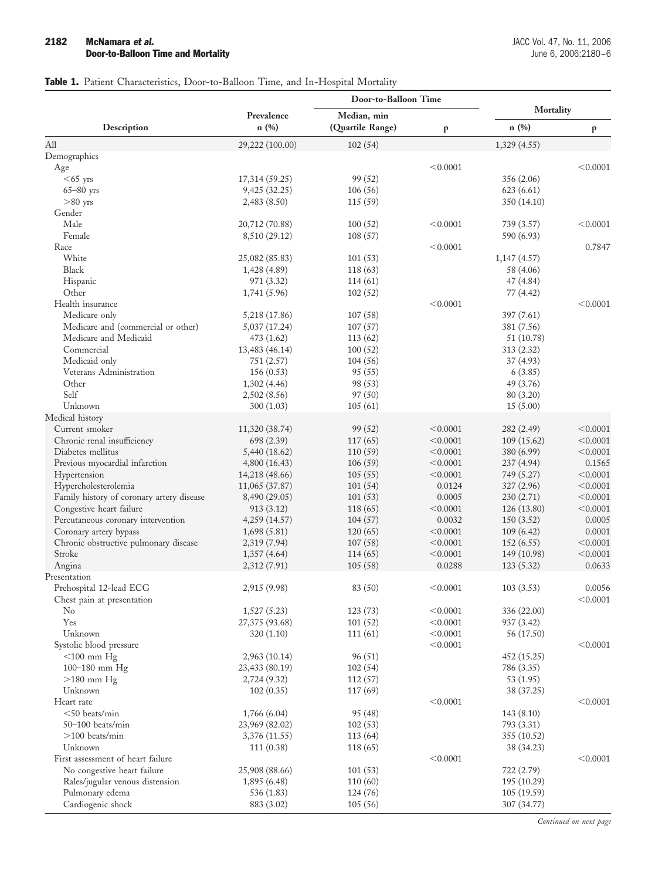**Table 1.** Patient Characteristics, Door-to-Balloon Time, and In-Hospital Mortality

| Description | Prevalence n (%) | Door-to-Balloon Time: Median, min (Quartile Range) | Door-to-Balloon Time: p | Mortality: n (%) | Mortality: p |
|---|---|---|---|---|---|
| All | 29,222 (100.00) | 102 (54) | | 1,329 (4.55) | |
| Demographics | | | | | |
| Age | | | <0.0001 | | <0.0001 |
| <65 yrs | 17,314 (59.25) | 99 (52) | | 356 (2.06) | |
| 65–80 yrs | 9,425 (32.25) | 106 (56) | | 623 (6.61) | |
| >80 yrs | 2,483 (8.50) | 115 (59) | | 350 (14.10) | |
| Gender | | | | | |
| Male | 20,712 (70.88) | 100 (52) | <0.0001 | 739 (3.57) | <0.0001 |
| Female | 8,510 (29.12) | 108 (57) | | 590 (6.93) | |
| Race | | | <0.0001 | | 0.7847 |
| White | 25,082 (85.83) | 101 (53) | | 1,147 (4.57) | |
| Black | 1,428 (4.89) | 118 (63) | | 58 (4.06) | |
| Hispanic | 971 (3.32) | 114 (61) | | 47 (4.84) | |
| Other | 1,741 (5.96) | 102 (52) | | 77 (4.42) | |
| Health insurance | | | <0.0001 | | <0.0001 |
| Medicare only | 5,218 (17.86) | 107 (58) | | 397 (7.61) | |
| Medicare and (commercial or other) | 5,037 (17.24) | 107 (57) | | 381 (7.56) | |
| Medicare and Medicaid | 473 (1.62) | 113 (62) | | 51 (10.78) | |
| Commercial | 13,483 (46.14) | 100 (52) | | 313 (2.32) | |
| Medicaid only | 751 (2.57) | 104 (56) | | 37 (4.93) | |
| Veterans Administration | 156 (0.53) | 95 (55) | | 6 (3.85) | |
| Other | 1,302 (4.46) | 98 (53) | | 49 (3.76) | |
| Self | 2,502 (8.56) | 97 (50) | | 80 (3.20) | |
| Unknown | 300 (1.03) | 105 (61) | | 15 (5.00) | |
| Medical history | | | | | |
| Current smoker | 11,320 (38.74) | 99 (52) | <0.0001 | 282 (2.49) | <0.0001 |
| Chronic renal insufficiency | 698 (2.39) | 117 (65) | <0.0001 | 109 (15.62) | <0.0001 |
| Diabetes mellitus | 5,440 (18.62) | 110 (59) | <0.0001 | 380 (6.99) | <0.0001 |
| Previous myocardial infarction | 4,800 (16.43) | 106 (59) | <0.0001 | 237 (4.94) | 0.1565 |
| Hypertension | 14,218 (48.66) | 105 (55) | <0.0001 | 749 (5.27) | <0.0001 |
| Hypercholesterolemia | 11,065 (37.87) | 101 (54) | 0.0124 | 327 (2.96) | <0.0001 |
| Family history of coronary artery disease | 8,490 (29.05) | 101 (53) | 0.0005 | 230 (2.71) | <0.0001 |
| Congestive heart failure | 913 (3.12) | 118 (65) | <0.0001 | 126 (13.80) | <0.0001 |
| Percutaneous coronary intervention | 4,259 (14.57) | 104 (57) | 0.0032 | 150 (3.52) | 0.0005 |
| Coronary artery bypass | 1,698 (5.81) | 120 (65) | <0.0001 | 109 (6.42) | 0.0001 |
| Chronic obstructive pulmonary disease | 2,319 (7.94) | 107 (58) | <0.0001 | 152 (6.55) | <0.0001 |
| Stroke | 1,357 (4.64) | 114 (65) | <0.0001 | 149 (10.98) | <0.0001 |
| Angina | 2,312 (7.91) | 105 (58) | 0.0288 | 123 (5.32) | 0.0633 |
| Presentation | | | | | |
| Prehospital 12-lead ECG | 2,915 (9.98) | 83 (50) | <0.0001 | 103 (3.53) | 0.0056 |
| Chest pain at presentation | | | | | <0.0001 |
| No | 1,527 (5.23) | 123 (73) | <0.0001 | 336 (22.00) | |
| Yes | 27,375 (93.68) | 101 (52) | <0.0001 | 937 (3.42) | |
| Unknown | 320 (1.10) | 111 (61) | <0.0001 | 56 (17.50) | |
| Systolic blood pressure | | | <0.0001 | | <0.0001 |
| <100 mm Hg | 2,963 (10.14) | 96 (51) | | 452 (15.25) | |
| 100–180 mm Hg | 23,433 (80.19) | 102 (54) | | 786 (3.35) | |
| >180 mm Hg | 2,724 (9.32) | 112 (57) | | 53 (1.95) | |
| Unknown | 102 (0.35) | 117 (69) | | 38 (37.25) | |
| Heart rate | | | <0.0001 | | <0.0001 |
| <50 beats/min | 1,766 (6.04) | 95 (48) | | 143 (8.10) | |
| 50–100 beats/min | 23,969 (82.02) | 102 (53) | | 793 (3.31) | |
| >100 beats/min | 3,376 (11.55) | 113 (64) | | 355 (10.52) | |
| Unknown | 111 (0.38) | 118 (65) | | 38 (34.23) | |
| First assessment of heart failure | | | <0.0001 | | <0.0001 |
| No congestive heart failure | 25,908 (88.66) | 101 (53) | | 722 (2.79) | |
| Rales/jugular venous distension | 1,895 (6.48) | 110 (60) | | 195 (10.29) | |
| Pulmonary edema | 536 (1.83) | 124 (76) | | 105 (19.59) | |
| Cardiogenic shock | 883 (3.02) | 105 (56) | | 307 (34.77) | |

*Continued on next page*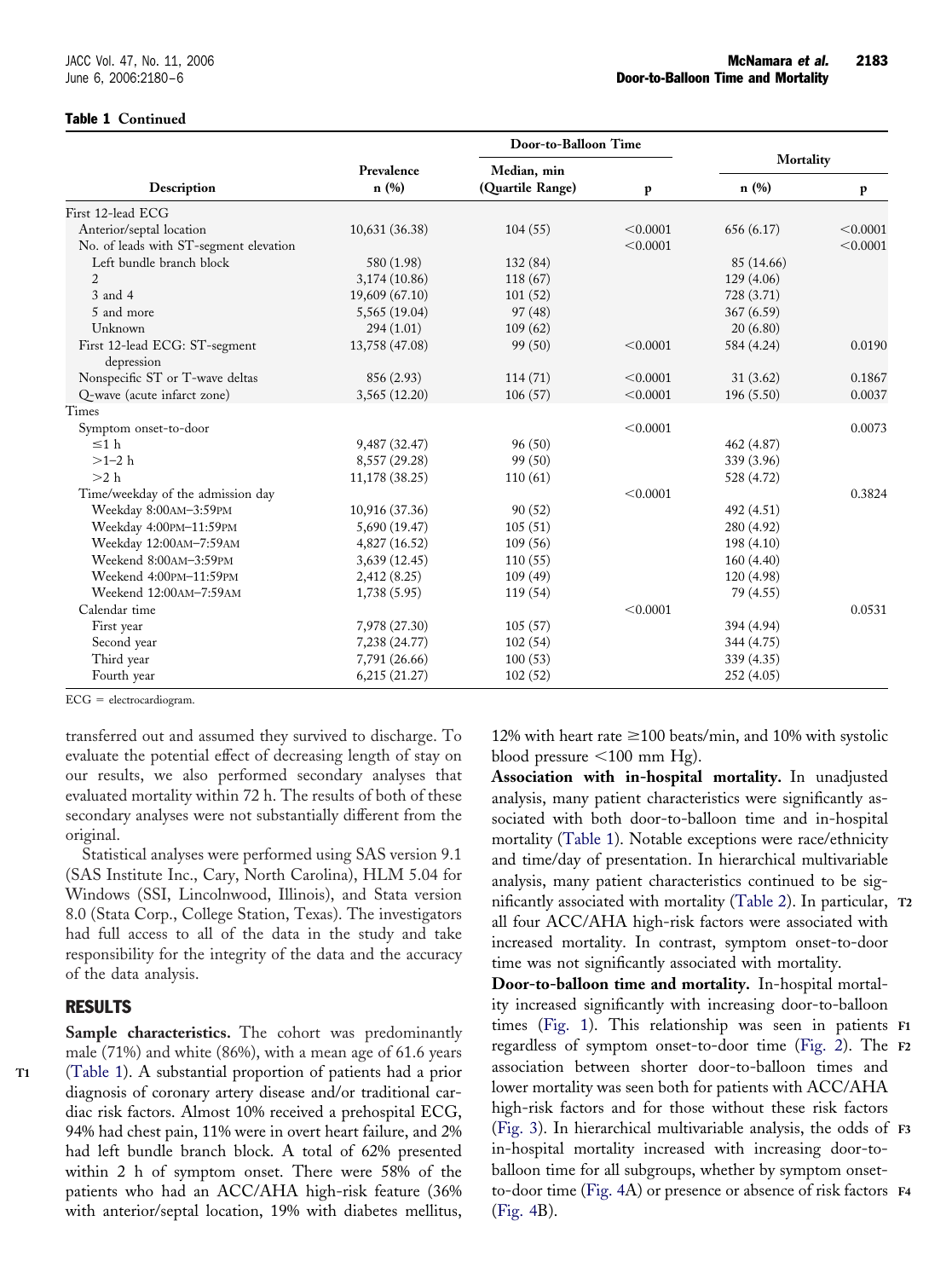**Table 1 Continued**

| Description | Prevalence n (%) | Door-to-Balloon Time Median, min (Quartile Range) | p | Mortality n (%) | p |
|---|---|---|---|---|---|
| First 12-lead ECG | | | | | |
| Anterior/septal location | 10,631 (36.38) | 104 (55) | <0.0001 | 656 (6.17) | <0.0001 |
| No. of leads with ST-segment elevation | | | <0.0001 | | <0.0001 |
| Left bundle branch block | 580 (1.98) | 132 (84) | | 85 (14.66) | |
| 2 | 3,174 (10.86) | 118 (67) | | 129 (4.06) | |
| 3 and 4 | 19,609 (67.10) | 101 (52) | | 728 (3.71) | |
| 5 and more | 5,565 (19.04) | 97 (48) | | 367 (6.59) | |
| Unknown | 294 (1.01) | 109 (62) | | 20 (6.80) | |
| First 12-lead ECG: ST-segment depression | 13,758 (47.08) | 99 (50) | <0.0001 | 584 (4.24) | 0.0190 |
| Nonspecific ST or T-wave deltas | 856 (2.93) | 114 (71) | <0.0001 | 31 (3.62) | 0.1867 |
| Q-wave (acute infarct zone) | 3,565 (12.20) | 106 (57) | <0.0001 | 196 (5.50) | 0.0037 |
| Times | | | | | |
| Symptom onset-to-door | | | <0.0001 | | 0.0073 |
| ≤1 h | 9,487 (32.47) | 96 (50) | | 462 (4.87) | |
| >1–2 h | 8,557 (29.28) | 99 (50) | | 339 (3.96) | |
| >2 h | 11,178 (38.25) | 110 (61) | | 528 (4.72) | |
| Time/weekday of the admission day | | | <0.0001 | | 0.3824 |
| Weekday 8:00AM–3:59PM | 10,916 (37.36) | 90 (52) | | 492 (4.51) | |
| Weekday 4:00PM–11:59PM | 5,690 (19.47) | 105 (51) | | 280 (4.92) | |
| Weekday 12:00AM–7:59AM | 4,827 (16.52) | 109 (56) | | 198 (4.10) | |
| Weekend 8:00AM–3:59PM | 3,639 (12.45) | 110 (55) | | 160 (4.40) | |
| Weekend 4:00PM–11:59PM | 2,412 (8.25) | 109 (49) | | 120 (4.98) | |
| Weekend 12:00AM–7:59AM | 1,738 (5.95) | 119 (54) | | 79 (4.55) | |
| Calendar time | | | <0.0001 | | 0.0531 |
| First year | 7,978 (27.30) | 105 (57) | | 394 (4.94) | |
| Second year | 7,238 (24.77) | 102 (54) | | 344 (4.75) | |
| Third year | 7,791 (26.66) | 100 (53) | | 339 (4.35) | |
| Fourth year | 6,215 (21.27) | 102 (52) | | 252 (4.05) | |

ECG = electrocardiogram.

transferred out and assumed they survived to discharge. To evaluate the potential effect of decreasing length of stay on our results, we also performed secondary analyses that evaluated mortality within 72 h. The results of both of these secondary analyses were not substantially different from the original.

Statistical analyses were performed using SAS version 9.1 (SAS Institute Inc., Cary, North Carolina), HLM 5.04 for Windows (SSI, Lincolnwood, Illinois), and Stata version 8.0 (Stata Corp., College Station, Texas). The investigators had full access to all of the data in the study and take responsibility for the integrity of the data and the accuracy of the data analysis.

## RESULTS

**Sample characteristics.** The cohort was predominantly male (71%) and white (86%), with a mean age of 61.6 years (Table 1). A substantial proportion of patients had a prior diagnosis of coronary artery disease and/or traditional cardiac risk factors. Almost 10% received a prehospital ECG, 94% had chest pain, 11% were in overt heart failure, and 2% had left bundle branch block. A total of 62% presented within 2 h of symptom onset. There were 58% of the patients who had an ACC/AHA high-risk feature (36% with anterior/septal location, 19% with diabetes mellitus, 12% with heart rate ≥100 beats/min, and 10% with systolic blood pressure <100 mm Hg).

**Association with in-hospital mortality.** In unadjusted analysis, many patient characteristics were significantly associated with both door-to-balloon time and in-hospital mortality (Table 1). Notable exceptions were race/ethnicity and time/day of presentation. In hierarchical multivariable analysis, many patient characteristics continued to be significantly associated with mortality (Table 2). In particular, all four ACC/AHA high-risk factors were associated with increased mortality. In contrast, symptom onset-to-door time was not significantly associated with mortality.

**Door-to-balloon time and mortality.** In-hospital mortality increased significantly with increasing door-to-balloon times (Fig. 1). This relationship was seen in patients regardless of symptom onset-to-door time (Fig. 2). The association between shorter door-to-balloon times and lower mortality was seen both for patients with ACC/AHA high-risk factors and for those without these risk factors (Fig. 3). In hierarchical multivariable analysis, the odds of in-hospital mortality increased with increasing door-to-balloon time for all subgroups, whether by symptom onset-to-door time (Fig. 4A) or presence or absence of risk factors (Fig. 4B).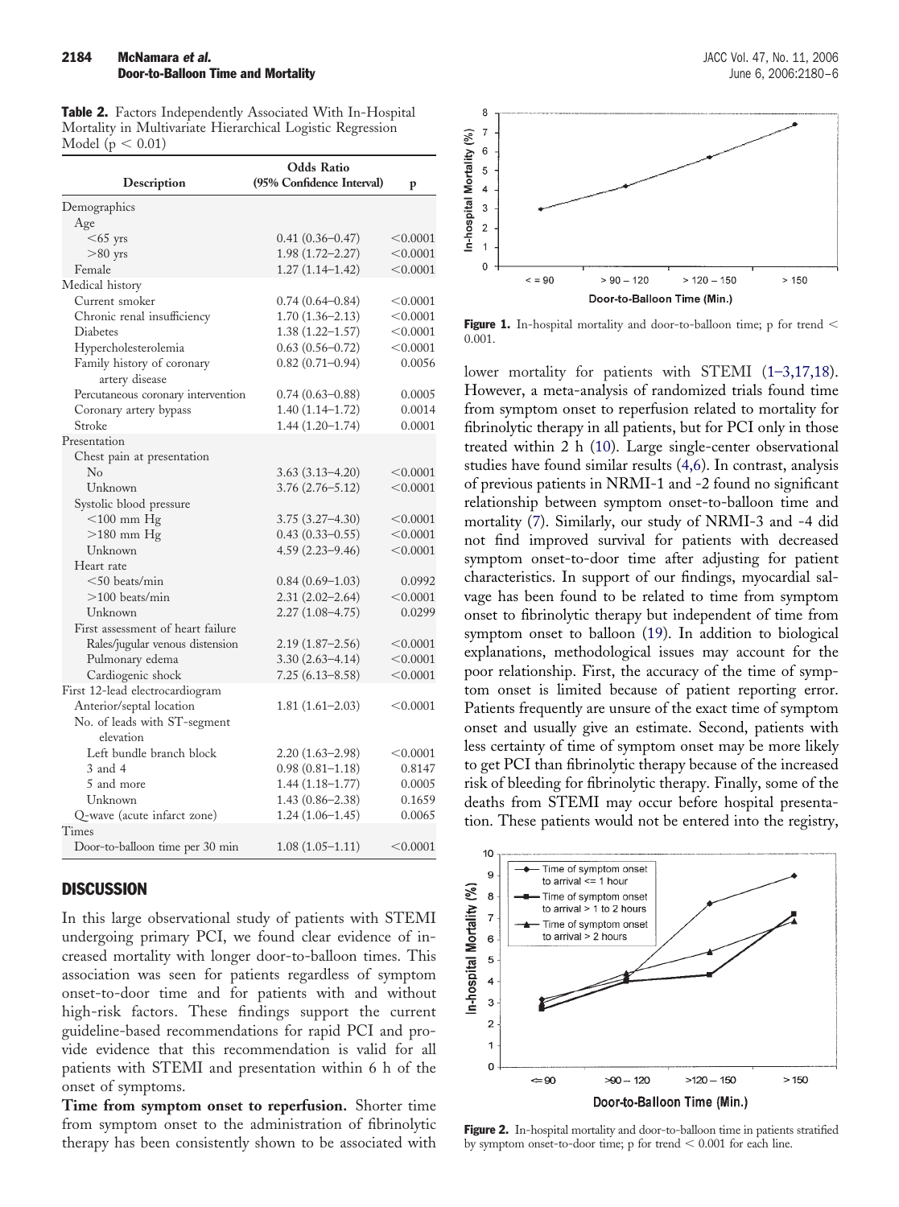**Table 2.** Factors Independently Associated With In-Hospital Mortality in Multivariate Hierarchical Logistic Regression Model ($p < 0.01$)

| Description | Odds Ratio (95% Confidence Interval) | p |
|---|---|---|
| Demographics | | |
| Age | | |
| <65 yrs | 0.41 (0.36–0.47) | <0.0001 |
| >80 yrs | 1.98 (1.72–2.27) | <0.0001 |
| Female | 1.27 (1.14–1.42) | <0.0001 |
| Medical history | | |
| Current smoker | 0.74 (0.64–0.84) | <0.0001 |
| Chronic renal insufficiency | 1.70 (1.36–2.13) | <0.0001 |
| Diabetes | 1.38 (1.22–1.57) | <0.0001 |
| Hypercholesterolemia | 0.63 (0.56–0.72) | <0.0001 |
| Family history of coronary artery disease | 0.82 (0.71–0.94) | 0.0056 |
| Percutaneous coronary intervention | 0.74 (0.63–0.88) | 0.0005 |
| Coronary artery bypass | 1.40 (1.14–1.72) | 0.0014 |
| Stroke | 1.44 (1.20–1.74) | 0.0001 |
| Presentation | | |
| Chest pain at presentation | | |
| No | 3.63 (3.13–4.20) | <0.0001 |
| Unknown | 3.76 (2.76–5.12) | <0.0001 |
| Systolic blood pressure | | |
| <100 mm Hg | 3.75 (3.27–4.30) | <0.0001 |
| >180 mm Hg | 0.43 (0.33–0.55) | <0.0001 |
| Unknown | 4.59 (2.23–9.46) | <0.0001 |
| Heart rate | | |
| <50 beats/min | 0.84 (0.69–1.03) | 0.0992 |
| >100 beats/min | 2.31 (2.02–2.64) | <0.0001 |
| Unknown | 2.27 (1.08–4.75) | 0.0299 |
| First assessment of heart failure | | |
| Rales/jugular venous distension | 2.19 (1.87–2.56) | <0.0001 |
| Pulmonary edema | 3.30 (2.63–4.14) | <0.0001 |
| Cardiogenic shock | 7.25 (6.13–8.58) | <0.0001 |
| First 12-lead electrocardiogram | | |
| Anterior/septal location | 1.81 (1.61–2.03) | <0.0001 |
| No. of leads with ST-segment elevation | | |
| Left bundle branch block | 2.20 (1.63–2.98) | <0.0001 |
| 3 and 4 | 0.98 (0.81–1.18) | 0.8147 |
| 5 and more | 1.44 (1.18–1.77) | 0.0005 |
| Unknown | 1.43 (0.86–2.38) | 0.1659 |
| Q-wave (acute infarct zone) | 1.24 (1.06–1.45) | 0.0065 |
| Times | | |
| Door-to-balloon time per 30 min | 1.08 (1.05–1.11) | <0.0001 |

## DISCUSSION

In this large observational study of patients with STEMI undergoing primary PCI, we found clear evidence of increased mortality with longer door-to-balloon times. This association was seen for patients regardless of symptom onset-to-door time and for patients with and without high-risk factors. These findings support the current guideline-based recommendations for rapid PCI and provide evidence that this recommendation is valid for all patients with STEMI and presentation within 6 h of the onset of symptoms.

**Time from symptom onset to reperfusion.** Shorter time from symptom onset to the administration of fibrinolytic therapy has been consistently shown to be associated with lower mortality for patients with STEMI (1–3,17,18). However, a meta-analysis of randomized trials found time from symptom onset to reperfusion related to mortality for fibrinolytic therapy in all patients, but for PCI only in those treated within 2 h (10). Large single-center observational studies have found similar results (4,6). In contrast, analysis of previous patients in NRMI-1 and -2 found no significant relationship between symptom onset-to-balloon time and mortality (7). Similarly, our study of NRMI-3 and -4 did not find improved survival for patients with decreased symptom onset-to-door time after adjusting for patient characteristics. In support of our findings, myocardial salvage has been found to be related to time from symptom onset to fibrinolytic therapy but independent of time from symptom onset to balloon (19). In addition to biological explanations, methodological issues may account for the poor relationship. First, the accuracy of the time of symptom onset is limited because of patient reporting error. Patients frequently are unsure of the exact time of symptom onset and usually give an estimate. Second, patients with less certainty of time of symptom onset may be more likely to get PCI than fibrinolytic therapy because of the increased risk of bleeding for fibrinolytic therapy. Finally, some of the deaths from STEMI may occur before hospital presentation. These patients would not be entered into the registry,

**Figure 1.** In-hospital mortality and door-to-balloon time; p for trend < 0.001.

**Figure 2.** In-hospital mortality and door-to-balloon time in patients stratified by symptom onset-to-door time; p for trend < 0.001 for each line.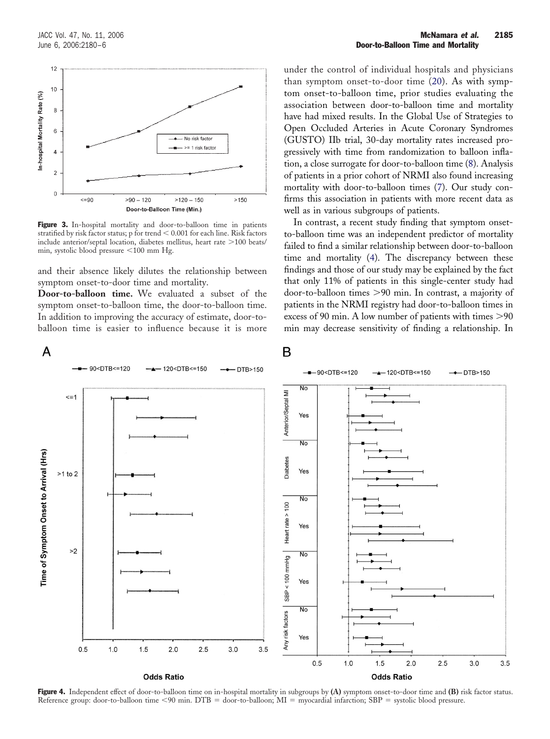**Figure 3.** In-hospital mortality and door-to-balloon time in patients stratified by risk factor status; p for trend < 0.001 for each line. Risk factors include anterior/septal location, diabetes mellitus, heart rate >100 beats/min, systolic blood pressure <100 mm Hg.

and their absence likely dilutes the relationship between symptom onset-to-door time and mortality.

**Door-to-balloon time.** We evaluated a subset of the symptom onset-to-balloon time, the door-to-balloon time. In addition to improving the accuracy of estimate, door-to-balloon time is easier to influence because it is more under the control of individual hospitals and physicians than symptom onset-to-door time (20). As with symptom onset-to-balloon time, prior studies evaluating the association between door-to-balloon time and mortality have had mixed results. In the Global Use of Strategies to Open Occluded Arteries in Acute Coronary Syndromes (GUSTO) IIb trial, 30-day mortality rates increased progressively with time from randomization to balloon inflation, a close surrogate for door-to-balloon time (8). Analysis of patients in a prior cohort of NRMI also found increasing mortality with door-to-balloon times (7). Our study confirms this association in patients with more recent data as well as in various subgroups of patients.

In contrast, a recent study finding that symptom onset-to-balloon time was an independent predictor of mortality failed to find a similar relationship between door-to-balloon time and mortality (4). The discrepancy between these findings and those of our study may be explained by the fact that only 11% of patients in this single-center study had door-to-balloon times >90 min. In contrast, a majority of patients in the NRMI registry had door-to-balloon times in excess of 90 min. A low number of patients with times >90 min may decrease sensitivity of finding a relationship. In

**Figure 4.** Independent effect of door-to-balloon time on in-hospital mortality in subgroups by **(A)** symptom onset-to-door time and **(B)** risk factor status. Reference group: door-to-balloon time <90 min. DTB = door-to-balloon; MI = myocardial infarction; SBP = systolic blood pressure.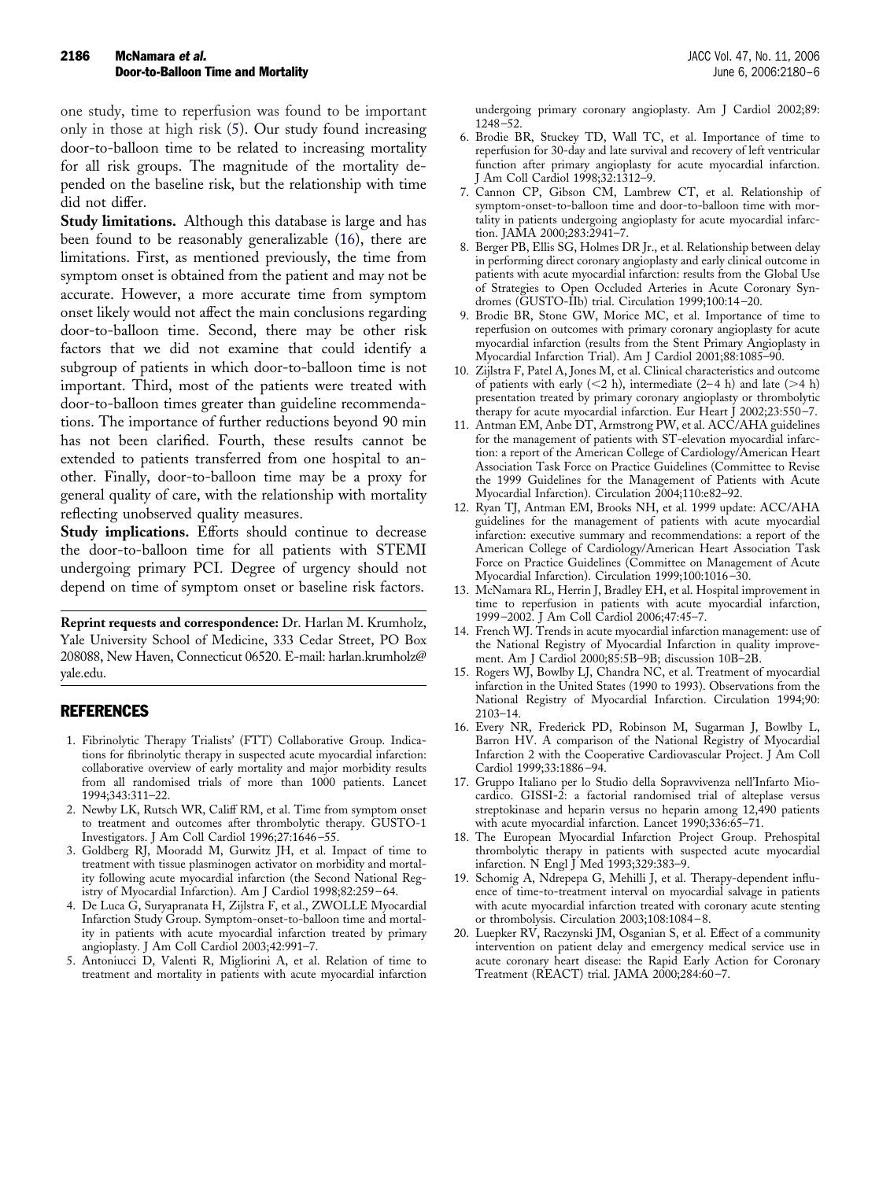one study, time to reperfusion was found to be important only in those at high risk (5). Our study found increasing door-to-balloon time to be related to increasing mortality for all risk groups. The magnitude of the mortality depended on the baseline risk, but the relationship with time did not differ.

**Study limitations.** Although this database is large and has been found to be reasonably generalizable (16), there are limitations. First, as mentioned previously, the time from symptom onset is obtained from the patient and may not be accurate. However, a more accurate time from symptom onset likely would not affect the main conclusions regarding door-to-balloon time. Second, there may be other risk factors that we did not examine that could identify a subgroup of patients in which door-to-balloon time is not important. Third, most of the patients were treated with door-to-balloon times greater than guideline recommendations. The importance of further reductions beyond 90 min has not been clarified. Fourth, these results cannot be extended to patients transferred from one hospital to another. Finally, door-to-balloon time may be a proxy for general quality of care, with the relationship with mortality reflecting unobserved quality measures.

**Study implications.** Efforts should continue to decrease the door-to-balloon time for all patients with STEMI undergoing primary PCI. Degree of urgency should not depend on time of symptom onset or baseline risk factors.

**Reprint requests and correspondence:** Dr. Harlan M. Krumholz, Yale University School of Medicine, 333 Cedar Street, PO Box 208088, New Haven, Connecticut 06520. E-mail: harlan.krumholz@yale.edu.

## REFERENCES

1. Fibrinolytic Therapy Trialists' (FTT) Collaborative Group. Indications for fibrinolytic therapy in suspected acute myocardial infarction: collaborative overview of early mortality and major morbidity results from all randomised trials of more than 1000 patients. Lancet 1994;343:311–22.
2. Newby LK, Rutsch WR, Califf RM, et al. Time from symptom onset to treatment and outcomes after thrombolytic therapy. GUSTO-1 Investigators. J Am Coll Cardiol 1996;27:1646–55.
3. Goldberg RJ, Mooradd M, Gurwitz JH, et al. Impact of time to treatment with tissue plasminogen activator on morbidity and mortality following acute myocardial infarction (the Second National Registry of Myocardial Infarction). Am J Cardiol 1998;82:259–64.
4. De Luca G, Suryapranata H, Zijlstra F, et al., ZWOLLE Myocardial Infarction Study Group. Symptom-onset-to-balloon time and mortality in patients with acute myocardial infarction treated by primary angioplasty. J Am Coll Cardiol 2003;42:991–7.
5. Antoniucci D, Valenti R, Migliorini A, et al. Relation of time to treatment and mortality in patients with acute myocardial infarction undergoing primary coronary angioplasty. Am J Cardiol 2002;89:1248–52.
6. Brodie BR, Stuckey TD, Wall TC, et al. Importance of time to reperfusion for 30-day and late survival and recovery of left ventricular function after primary angioplasty for acute myocardial infarction. J Am Coll Cardiol 1998;32:1312–9.
7. Cannon CP, Gibson CM, Lambrew CT, et al. Relationship of symptom-onset-to-balloon time and door-to-balloon time with mortality in patients undergoing angioplasty for acute myocardial infarction. JAMA 2000;283:2941–7.
8. Berger PB, Ellis SG, Holmes DR Jr., et al. Relationship between delay in performing direct coronary angioplasty and early clinical outcome in patients with acute myocardial infarction: results from the Global Use of Strategies to Open Occluded Arteries in Acute Coronary Syndromes (GUSTO-IIb) trial. Circulation 1999;100:14–20.
9. Brodie BR, Stone GW, Morice MC, et al. Importance of time to reperfusion on outcomes with primary coronary angioplasty for acute myocardial infarction (results from the Stent Primary Angioplasty in Myocardial Infarction Trial). Am J Cardiol 2001;88:1085–90.
10. Zijlstra F, Patel A, Jones M, et al. Clinical characteristics and outcome of patients with early (<2 h), intermediate (2–4 h) and late (>4 h) presentation treated by primary coronary angioplasty or thrombolytic therapy for acute myocardial infarction. Eur Heart J 2002;23:550–7.
11. Antman EM, Anbe DT, Armstrong PW, et al. ACC/AHA guidelines for the management of patients with ST-elevation myocardial infarction: a report of the American College of Cardiology/American Heart Association Task Force on Practice Guidelines (Committee to Revise the 1999 Guidelines for the Management of Patients with Acute Myocardial Infarction). Circulation 2004;110:e82–92.
12. Ryan TJ, Antman EM, Brooks NH, et al. 1999 update: ACC/AHA guidelines for the management of patients with acute myocardial infarction: executive summary and recommendations: a report of the American College of Cardiology/American Heart Association Task Force on Practice Guidelines (Committee on Management of Acute Myocardial Infarction). Circulation 1999;100:1016–30.
13. McNamara RL, Herrin J, Bradley EH, et al. Hospital improvement in time to reperfusion in patients with acute myocardial infarction, 1999–2002. J Am Coll Cardiol 2006;47:45–7.
14. French WJ. Trends in acute myocardial infarction management: use of the National Registry of Myocardial Infarction in quality improvement. Am J Cardiol 2000;85:5B–9B; discussion 10B–2B.
15. Rogers WJ, Bowlby LJ, Chandra NC, et al. Treatment of myocardial infarction in the United States (1990 to 1993). Observations from the National Registry of Myocardial Infarction. Circulation 1994;90:2103–14.
16. Every NR, Frederick PD, Robinson M, Sugarman J, Bowlby L, Barron HV. A comparison of the National Registry of Myocardial Infarction 2 with the Cooperative Cardiovascular Project. J Am Coll Cardiol 1999;33:1886–94.
17. Gruppo Italiano per lo Studio della Sopravvivenza nell'Infarto Miocardico. GISSI-2: a factorial randomised trial of alteplase versus streptokinase and heparin versus no heparin among 12,490 patients with acute myocardial infarction. Lancet 1990;336:65–71.
18. The European Myocardial Infarction Project Group. Prehospital thrombolytic therapy in patients with suspected acute myocardial infarction. N Engl J Med 1993;329:383–9.
19. Schomig A, Ndrepepa G, Mehilli J, et al. Therapy-dependent influence of time-to-treatment interval on myocardial salvage in patients with acute myocardial infarction treated with coronary acute stenting or thrombolysis. Circulation 2003;108:1084–8.
20. Luepker RV, Raczynski JM, Osganian S, et al. Effect of a community intervention on patient delay and emergency medical service use in acute coronary heart disease: the Rapid Early Action for Coronary Treatment (REACT) trial. JAMA 2000;284:60–7.